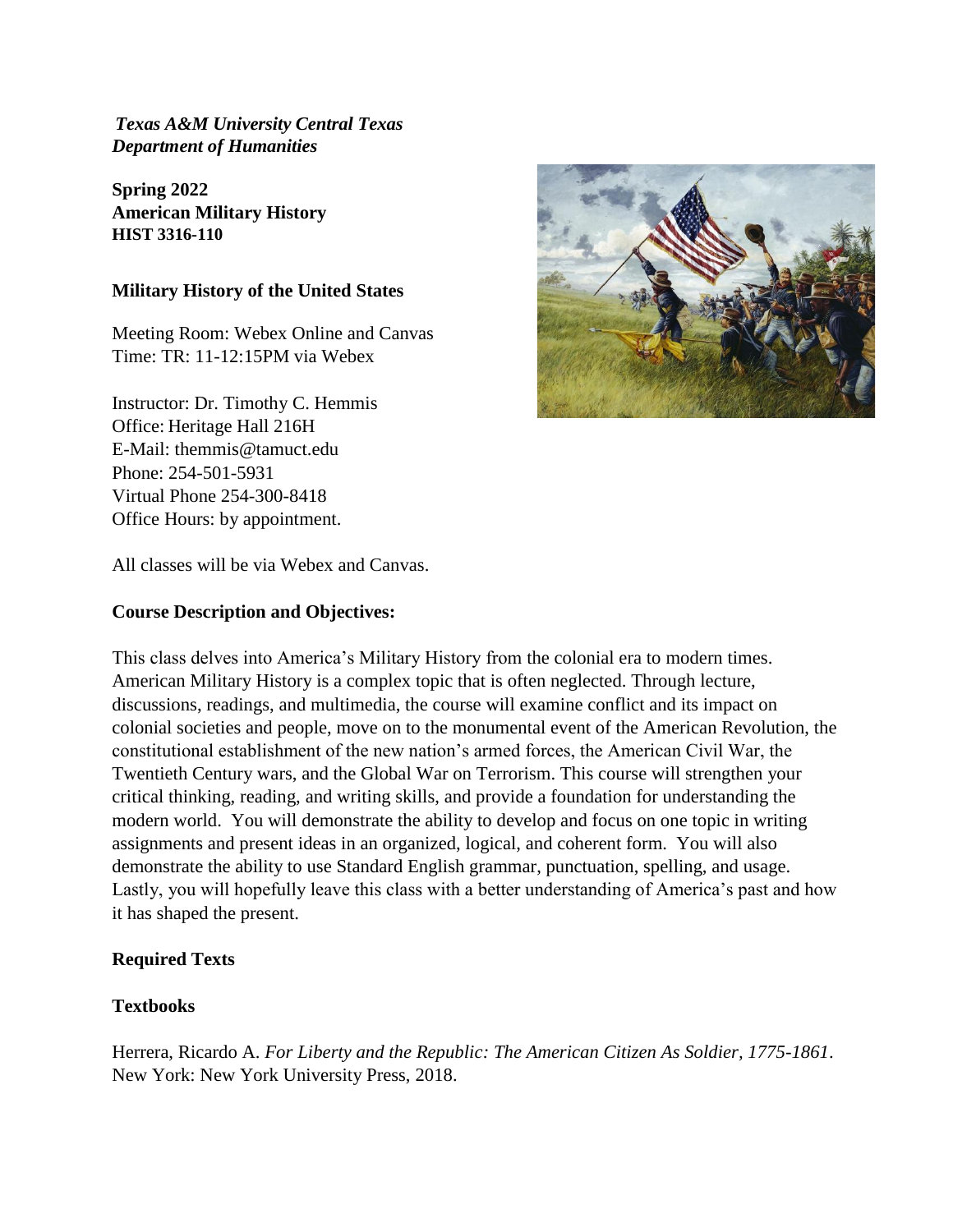*Texas A&M University Central Texas*
*Department of Humanities*

**Spring 2022**
**American Military History**
**HIST 3316-110**

**Military History of the United States**

Meeting Room: Webex Online and Canvas
Time: TR: 11-12:15PM via Webex

Instructor: Dr. Timothy C. Hemmis
Office: Heritage Hall 216H
E-Mail: themmis@tamuct.edu
Phone: 254-501-5931
Virtual Phone 254-300-8418
Office Hours: by appointment.

All classes will be via Webex and Canvas.

**Course Description and Objectives:**

This class delves into America's Military History from the colonial era to modern times. American Military History is a complex topic that is often neglected. Through lecture, discussions, readings, and multimedia, the course will examine conflict and its impact on colonial societies and people, move on to the monumental event of the American Revolution, the constitutional establishment of the new nation's armed forces, the American Civil War, the Twentieth Century wars, and the Global War on Terrorism. This course will strengthen your critical thinking, reading, and writing skills, and provide a foundation for understanding the modern world. You will demonstrate the ability to develop and focus on one topic in writing assignments and present ideas in an organized, logical, and coherent form. You will also demonstrate the ability to use Standard English grammar, punctuation, spelling, and usage. Lastly, you will hopefully leave this class with a better understanding of America's past and how it has shaped the present.

**Required Texts**

**Textbooks**

Herrera, Ricardo A. *For Liberty and the Republic: The American Citizen As Soldier, 1775-1861*. New York: New York University Press, 2018.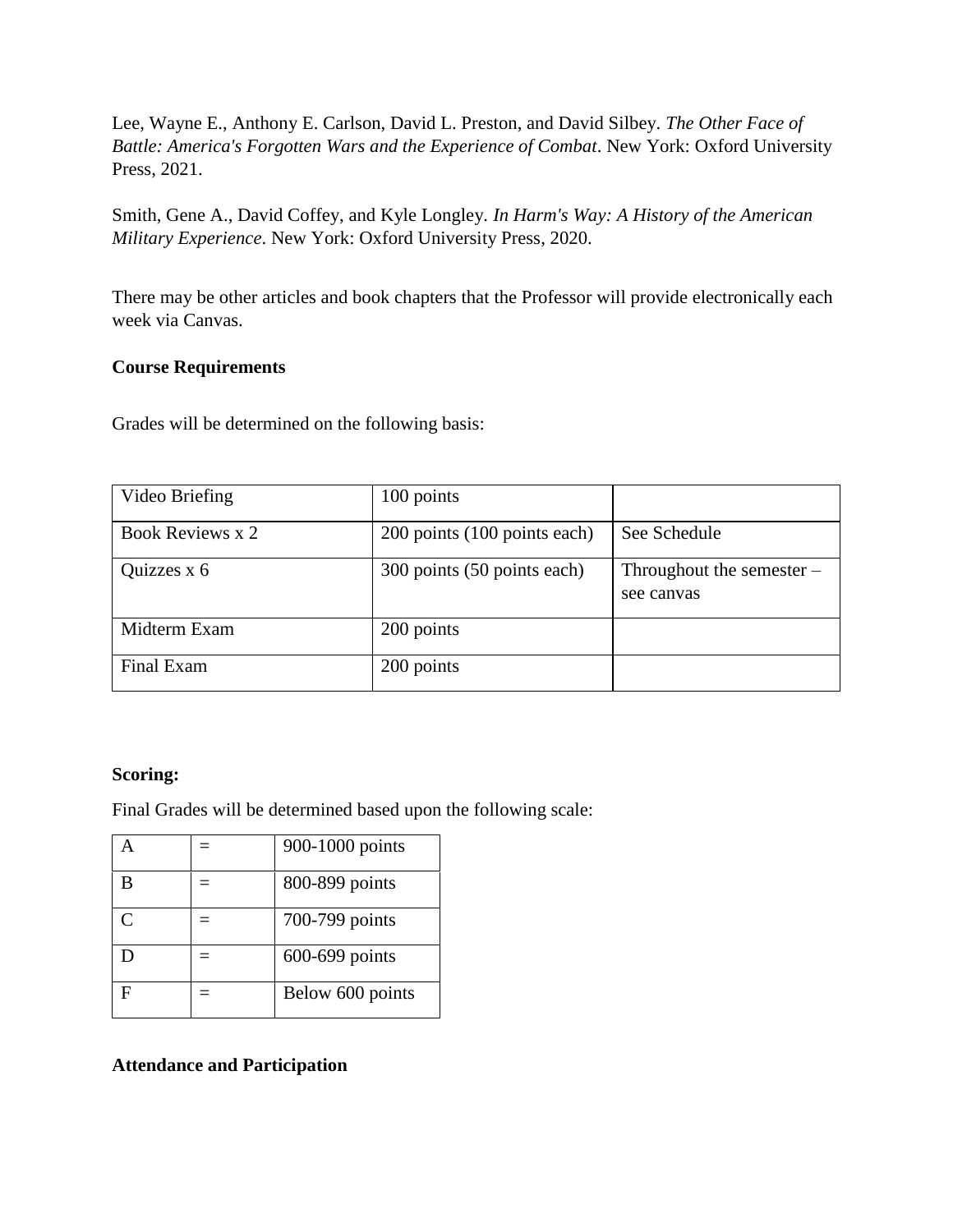Lee, Wayne E., Anthony E. Carlson, David L. Preston, and David Silbey. *The Other Face of Battle: America's Forgotten Wars and the Experience of Combat*. New York: Oxford University Press, 2021.

Smith, Gene A., David Coffey, and Kyle Longley. *In Harm's Way: A History of the American Military Experience*. New York: Oxford University Press, 2020.

There may be other articles and book chapters that the Professor will provide electronically each week via Canvas.

**Course Requirements**

Grades will be determined on the following basis:

| | | |
|---|---|---|
| Video Briefing | 100 points | |
| Book Reviews x 2 | 200 points (100 points each) | See Schedule |
| Quizzes x 6 | 300 points (50 points each) | Throughout the semester – see canvas |
| Midterm Exam | 200 points | |
| Final Exam | 200 points | |

**Scoring:**

Final Grades will be determined based upon the following scale:

| | | |
|---|---|---|
| A | = | 900-1000 points |
| B | = | 800-899 points |
| C | = | 700-799 points |
| D | = | 600-699 points |
| F | = | Below 600 points |

**Attendance and Participation**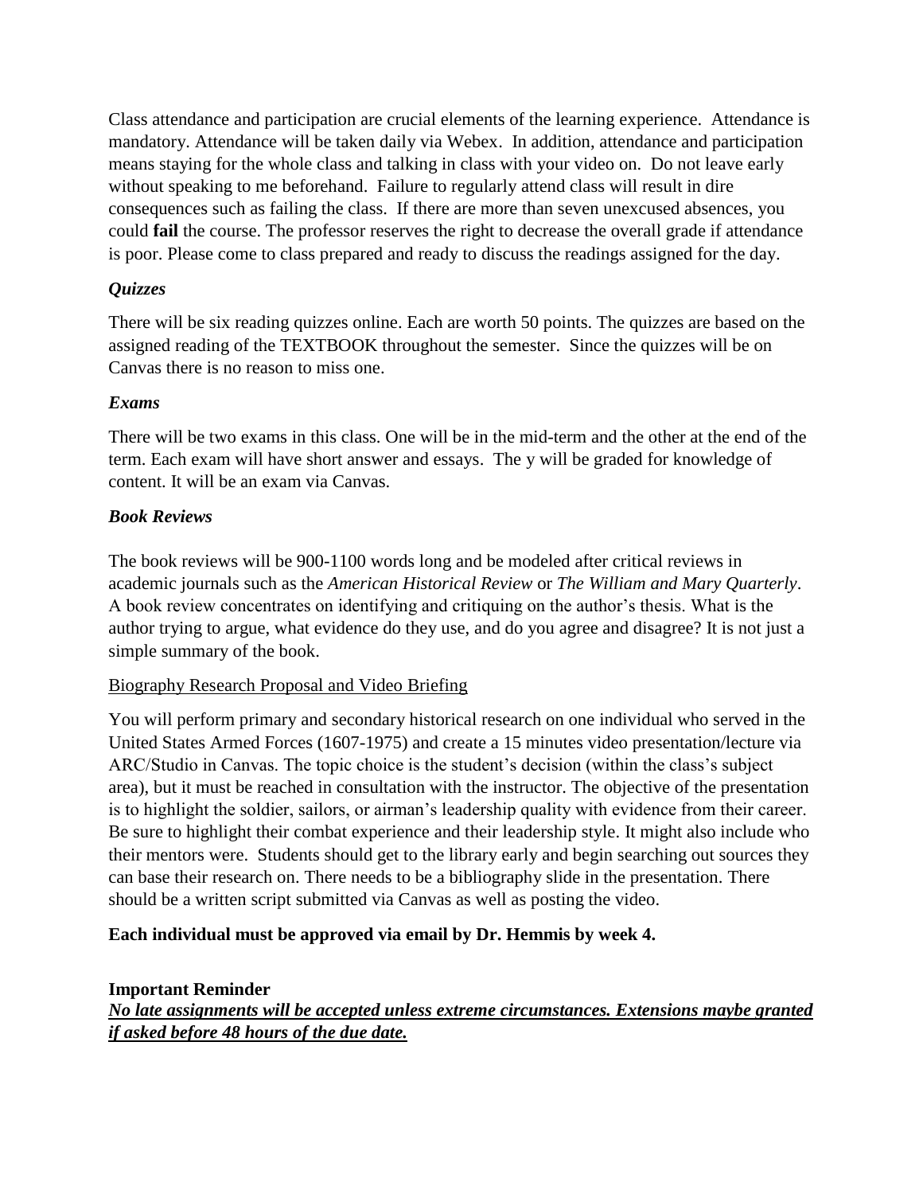Class attendance and participation are crucial elements of the learning experience. Attendance is mandatory. Attendance will be taken daily via Webex. In addition, attendance and participation means staying for the whole class and talking in class with your video on. Do not leave early without speaking to me beforehand. Failure to regularly attend class will result in dire consequences such as failing the class. If there are more than seven unexcused absences, you could **fail** the course. The professor reserves the right to decrease the overall grade if attendance is poor. Please come to class prepared and ready to discuss the readings assigned for the day.

### *Quizzes*

There will be six reading quizzes online. Each are worth 50 points. The quizzes are based on the assigned reading of the TEXTBOOK throughout the semester. Since the quizzes will be on Canvas there is no reason to miss one.

### *Exams*

There will be two exams in this class. One will be in the mid-term and the other at the end of the term. Each exam will have short answer and essays. The y will be graded for knowledge of content. It will be an exam via Canvas.

### *Book Reviews*

The book reviews will be 900-1100 words long and be modeled after critical reviews in academic journals such as the *American Historical Review* or *The William and Mary Quarterly*. A book review concentrates on identifying and critiquing on the author's thesis. What is the author trying to argue, what evidence do they use, and do you agree and disagree? It is not just a simple summary of the book.

<u>Biography Research Proposal and Video Briefing</u>

You will perform primary and secondary historical research on one individual who served in the United States Armed Forces (1607-1975) and create a 15 minutes video presentation/lecture via ARC/Studio in Canvas. The topic choice is the student's decision (within the class's subject area), but it must be reached in consultation with the instructor. The objective of the presentation is to highlight the soldier, sailors, or airman's leadership quality with evidence from their career. Be sure to highlight their combat experience and their leadership style. It might also include who their mentors were. Students should get to the library early and begin searching out sources they can base their research on. There needs to be a bibliography slide in the presentation. There should be a written script submitted via Canvas as well as posting the video.

**Each individual must be approved via email by Dr. Hemmis by week 4.**

**Important Reminder**

***<u>No late assignments will be accepted unless extreme circumstances. Extensions maybe granted if asked before 48 hours of the due date.</u>***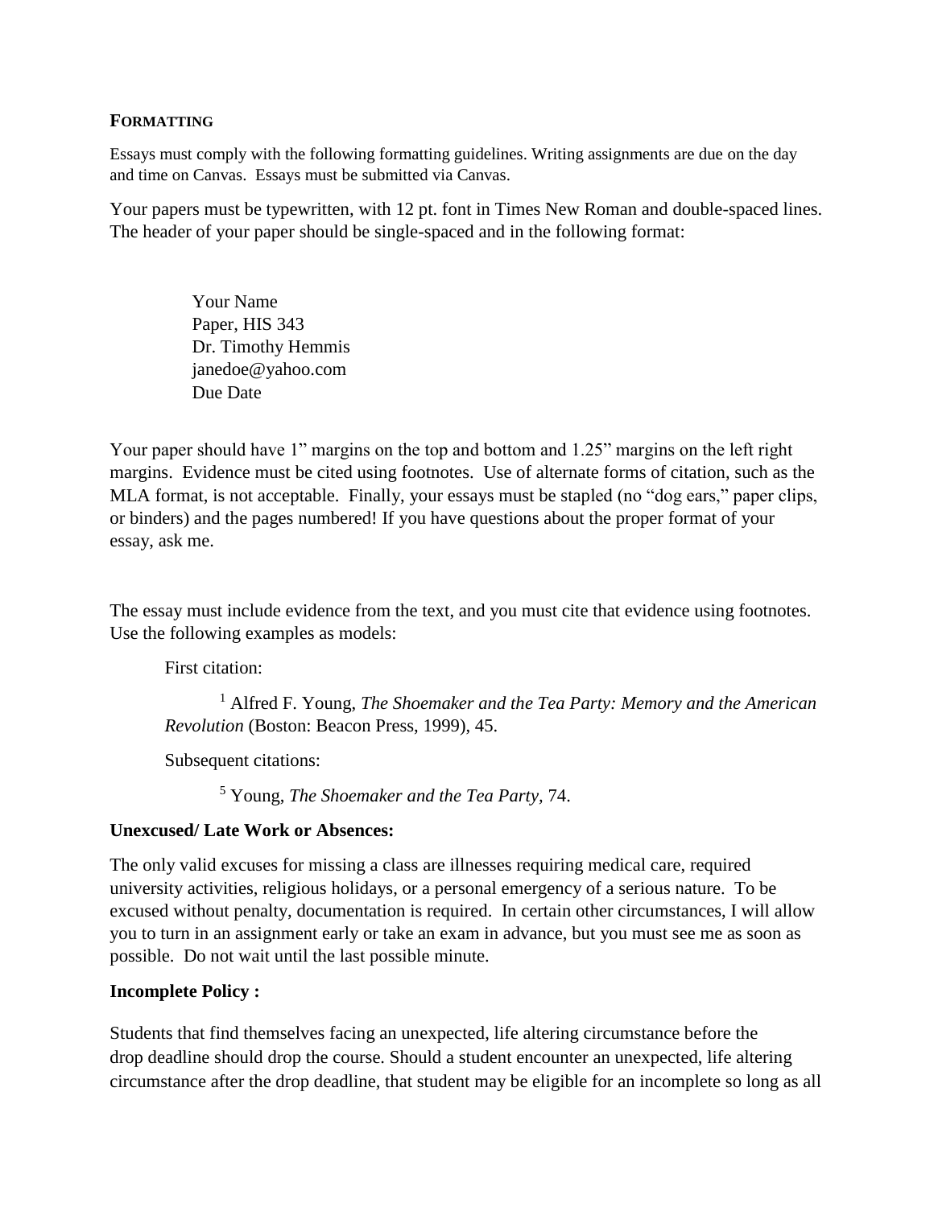**FORMATTING**

Essays must comply with the following formatting guidelines. Writing assignments are due on the day and time on Canvas. Essays must be submitted via Canvas.

Your papers must be typewritten, with 12 pt. font in Times New Roman and double-spaced lines. The header of your paper should be single-spaced and in the following format:

> Your Name
> Paper, HIS 343
> Dr. Timothy Hemmis
> janedoe@yahoo.com
> Due Date

Your paper should have 1" margins on the top and bottom and 1.25" margins on the left right margins. Evidence must be cited using footnotes. Use of alternate forms of citation, such as the MLA format, is not acceptable. Finally, your essays must be stapled (no "dog ears," paper clips, or binders) and the pages numbered! If you have questions about the proper format of your essay, ask me.

The essay must include evidence from the text, and you must cite that evidence using footnotes. Use the following examples as models:

First citation:

> [1] Alfred F. Young, *The Shoemaker and the Tea Party: Memory and the American Revolution* (Boston: Beacon Press, 1999), 45.

Subsequent citations:

> [5] Young, *The Shoemaker and the Tea Party*, 74.

**Unexcused/ Late Work or Absences:**

The only valid excuses for missing a class are illnesses requiring medical care, required university activities, religious holidays, or a personal emergency of a serious nature. To be excused without penalty, documentation is required. In certain other circumstances, I will allow you to turn in an assignment early or take an exam in advance, but you must see me as soon as possible. Do not wait until the last possible minute.

**Incomplete Policy :**

Students that find themselves facing an unexpected, life altering circumstance before the drop deadline should drop the course. Should a student encounter an unexpected, life altering circumstance after the drop deadline, that student may be eligible for an incomplete so long as all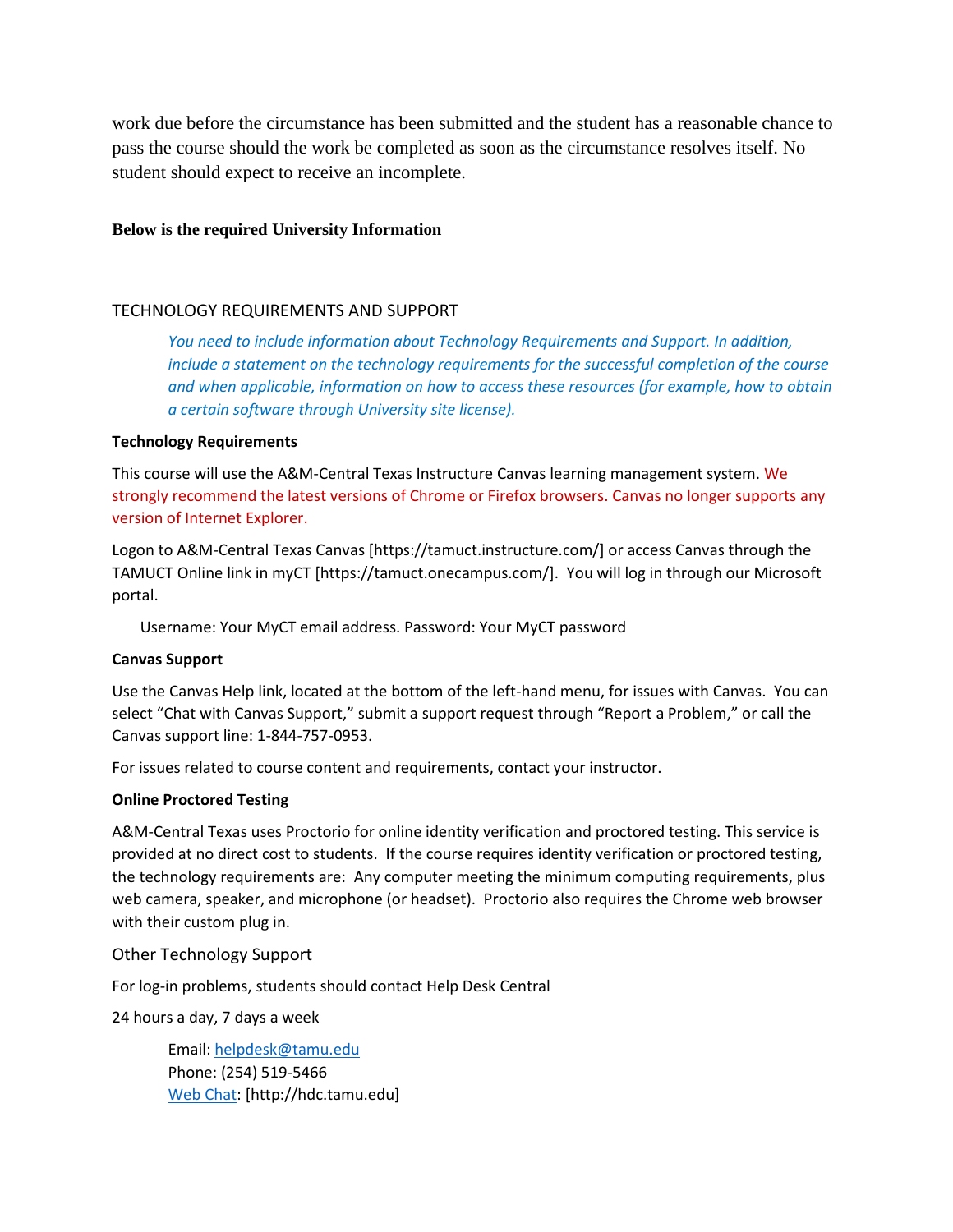work due before the circumstance has been submitted and the student has a reasonable chance to pass the course should the work be completed as soon as the circumstance resolves itself. No student should expect to receive an incomplete.

**Below is the required University Information**

## TECHNOLOGY REQUIREMENTS AND SUPPORT

> *You need to include information about Technology Requirements and Support. In addition, include a statement on the technology requirements for the successful completion of the course and when applicable, information on how to access these resources (for example, how to obtain a certain software through University site license).*

**Technology Requirements**

This course will use the A&M-Central Texas Instructure Canvas learning management system. We strongly recommend the latest versions of Chrome or Firefox browsers. Canvas no longer supports any version of Internet Explorer.

Logon to A&M-Central Texas Canvas [https://tamuct.instructure.com/] or access Canvas through the TAMUCT Online link in myCT [https://tamuct.onecampus.com/]. You will log in through our Microsoft portal.

Username: Your MyCT email address. Password: Your MyCT password

**Canvas Support**

Use the Canvas Help link, located at the bottom of the left-hand menu, for issues with Canvas. You can select "Chat with Canvas Support," submit a support request through "Report a Problem," or call the Canvas support line: 1-844-757-0953.

For issues related to course content and requirements, contact your instructor.

**Online Proctored Testing**

A&M-Central Texas uses Proctorio for online identity verification and proctored testing. This service is provided at no direct cost to students. If the course requires identity verification or proctored testing, the technology requirements are: Any computer meeting the minimum computing requirements, plus web camera, speaker, and microphone (or headset). Proctorio also requires the Chrome web browser with their custom plug in.

### Other Technology Support

For log-in problems, students should contact Help Desk Central

24 hours a day, 7 days a week

Email: helpdesk@tamu.edu
Phone: (254) 519-5466
Web Chat: [http://hdc.tamu.edu]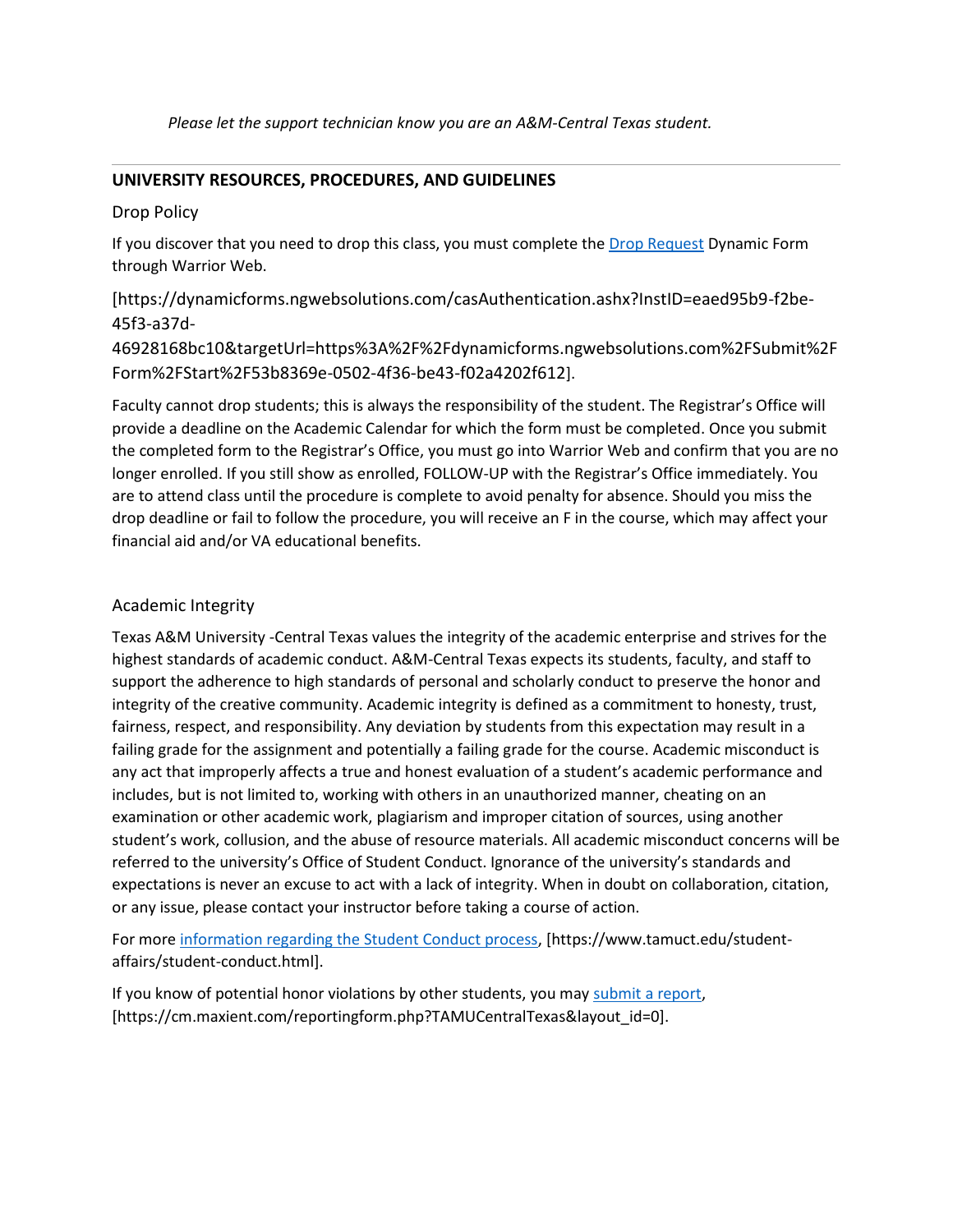*Please let the support technician know you are an A&M-Central Texas student.*

---

## UNIVERSITY RESOURCES, PROCEDURES, AND GUIDELINES

### Drop Policy

If you discover that you need to drop this class, you must complete the Drop Request Dynamic Form through Warrior Web.

[https://dynamicforms.ngwebsolutions.com/casAuthentication.ashx?InstID=eaed95b9-f2be-45f3-a37d-46928168bc10&targetUrl=https%3A%2F%2Fdynamicforms.ngwebsolutions.com%2FSubmit%2FForm%2FStart%2F53b8369e-0502-4f36-be43-f02a4202f612].

Faculty cannot drop students; this is always the responsibility of the student. The Registrar's Office will provide a deadline on the Academic Calendar for which the form must be completed. Once you submit the completed form to the Registrar's Office, you must go into Warrior Web and confirm that you are no longer enrolled. If you still show as enrolled, FOLLOW-UP with the Registrar's Office immediately. You are to attend class until the procedure is complete to avoid penalty for absence. Should you miss the drop deadline or fail to follow the procedure, you will receive an F in the course, which may affect your financial aid and/or VA educational benefits.

### Academic Integrity

Texas A&M University -Central Texas values the integrity of the academic enterprise and strives for the highest standards of academic conduct. A&M-Central Texas expects its students, faculty, and staff to support the adherence to high standards of personal and scholarly conduct to preserve the honor and integrity of the creative community. Academic integrity is defined as a commitment to honesty, trust, fairness, respect, and responsibility. Any deviation by students from this expectation may result in a failing grade for the assignment and potentially a failing grade for the course. Academic misconduct is any act that improperly affects a true and honest evaluation of a student's academic performance and includes, but is not limited to, working with others in an unauthorized manner, cheating on an examination or other academic work, plagiarism and improper citation of sources, using another student's work, collusion, and the abuse of resource materials. All academic misconduct concerns will be referred to the university's Office of Student Conduct. Ignorance of the university's standards and expectations is never an excuse to act with a lack of integrity. When in doubt on collaboration, citation, or any issue, please contact your instructor before taking a course of action.

For more information regarding the Student Conduct process, [https://www.tamuct.edu/student-affairs/student-conduct.html].

If you know of potential honor violations by other students, you may submit a report, [https://cm.maxient.com/reportingform.php?TAMUCentralTexas&layout_id=0].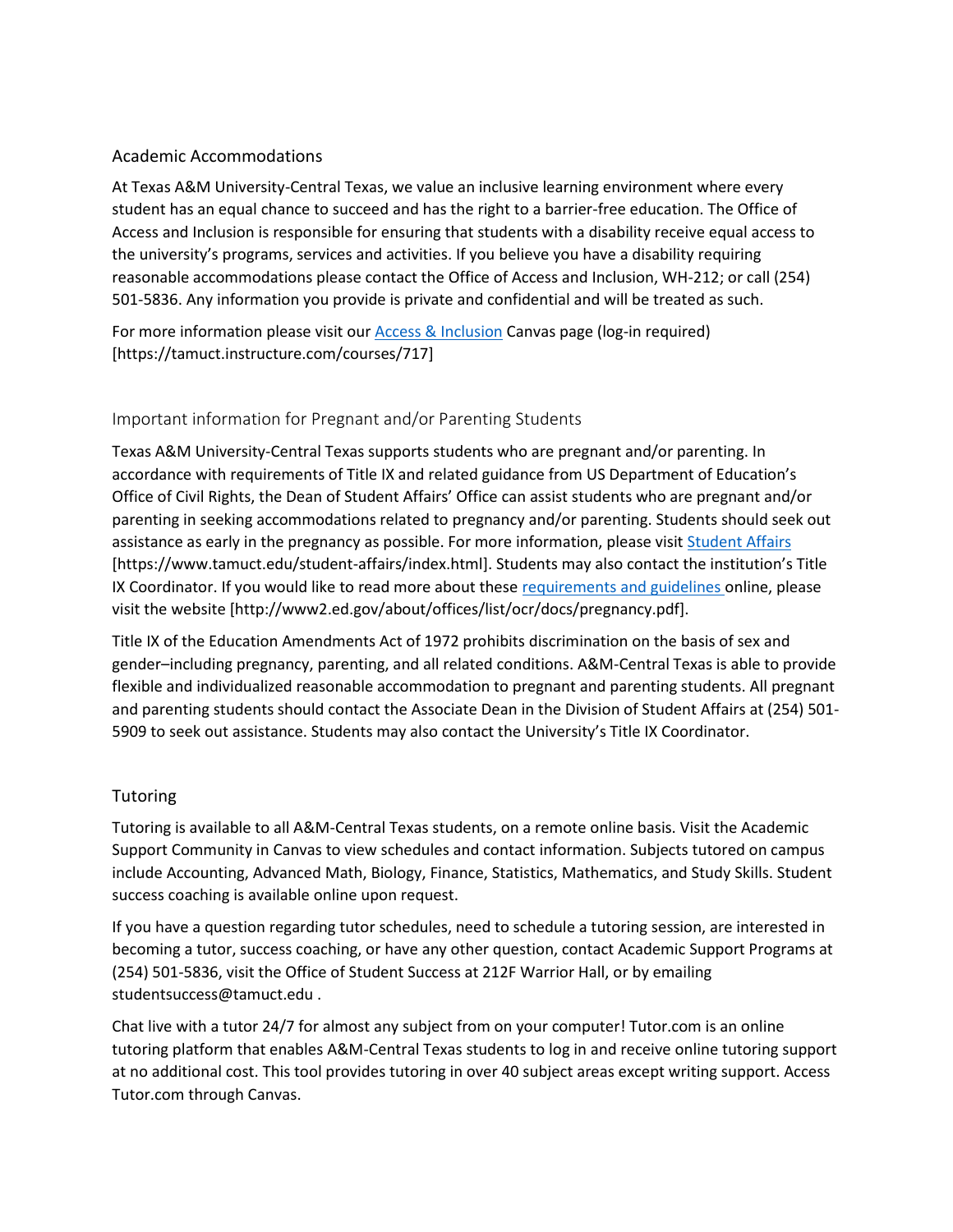## Academic Accommodations

At Texas A&M University-Central Texas, we value an inclusive learning environment where every student has an equal chance to succeed and has the right to a barrier-free education. The Office of Access and Inclusion is responsible for ensuring that students with a disability receive equal access to the university's programs, services and activities. If you believe you have a disability requiring reasonable accommodations please contact the Office of Access and Inclusion, WH-212; or call (254) 501-5836. Any information you provide is private and confidential and will be treated as such.

For more information please visit our Access & Inclusion Canvas page (log-in required) [https://tamuct.instructure.com/courses/717]

## Important information for Pregnant and/or Parenting Students

Texas A&M University-Central Texas supports students who are pregnant and/or parenting. In accordance with requirements of Title IX and related guidance from US Department of Education's Office of Civil Rights, the Dean of Student Affairs' Office can assist students who are pregnant and/or parenting in seeking accommodations related to pregnancy and/or parenting. Students should seek out assistance as early in the pregnancy as possible. For more information, please visit Student Affairs [https://www.tamuct.edu/student-affairs/index.html]. Students may also contact the institution's Title IX Coordinator. If you would like to read more about these requirements and guidelines online, please visit the website [http://www2.ed.gov/about/offices/list/ocr/docs/pregnancy.pdf].

Title IX of the Education Amendments Act of 1972 prohibits discrimination on the basis of sex and gender–including pregnancy, parenting, and all related conditions. A&M-Central Texas is able to provide flexible and individualized reasonable accommodation to pregnant and parenting students. All pregnant and parenting students should contact the Associate Dean in the Division of Student Affairs at (254) 501-5909 to seek out assistance. Students may also contact the University's Title IX Coordinator.

## Tutoring

Tutoring is available to all A&M-Central Texas students, on a remote online basis. Visit the Academic Support Community in Canvas to view schedules and contact information. Subjects tutored on campus include Accounting, Advanced Math, Biology, Finance, Statistics, Mathematics, and Study Skills. Student success coaching is available online upon request.

If you have a question regarding tutor schedules, need to schedule a tutoring session, are interested in becoming a tutor, success coaching, or have any other question, contact Academic Support Programs at (254) 501-5836, visit the Office of Student Success at 212F Warrior Hall, or by emailing studentsuccess@tamuct.edu .

Chat live with a tutor 24/7 for almost any subject from on your computer! Tutor.com is an online tutoring platform that enables A&M-Central Texas students to log in and receive online tutoring support at no additional cost. This tool provides tutoring in over 40 subject areas except writing support. Access Tutor.com through Canvas.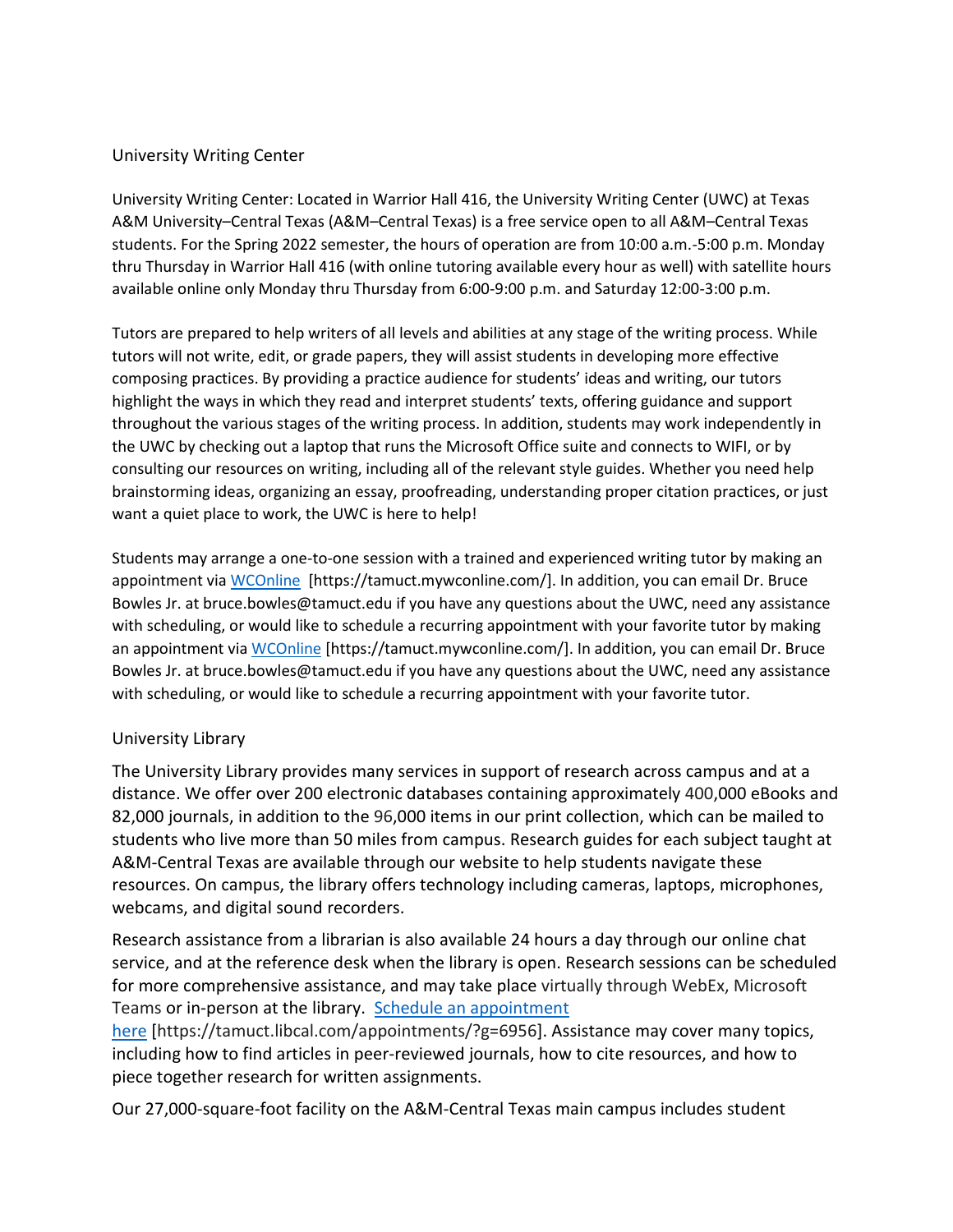## University Writing Center

University Writing Center: Located in Warrior Hall 416, the University Writing Center (UWC) at Texas A&M University–Central Texas (A&M–Central Texas) is a free service open to all A&M–Central Texas students. For the Spring 2022 semester, the hours of operation are from 10:00 a.m.-5:00 p.m. Monday thru Thursday in Warrior Hall 416 (with online tutoring available every hour as well) with satellite hours available online only Monday thru Thursday from 6:00-9:00 p.m. and Saturday 12:00-3:00 p.m.

Tutors are prepared to help writers of all levels and abilities at any stage of the writing process. While tutors will not write, edit, or grade papers, they will assist students in developing more effective composing practices. By providing a practice audience for students' ideas and writing, our tutors highlight the ways in which they read and interpret students' texts, offering guidance and support throughout the various stages of the writing process. In addition, students may work independently in the UWC by checking out a laptop that runs the Microsoft Office suite and connects to WIFI, or by consulting our resources on writing, including all of the relevant style guides. Whether you need help brainstorming ideas, organizing an essay, proofreading, understanding proper citation practices, or just want a quiet place to work, the UWC is here to help!

Students may arrange a one-to-one session with a trained and experienced writing tutor by making an appointment via [WCOnline](https://tamuct.mywconline.com/) [https://tamuct.mywconline.com/]. In addition, you can email Dr. Bruce Bowles Jr. at bruce.bowles@tamuct.edu if you have any questions about the UWC, need any assistance with scheduling, or would like to schedule a recurring appointment with your favorite tutor by making an appointment via [WCOnline](https://tamuct.mywconline.com/) [https://tamuct.mywconline.com/]. In addition, you can email Dr. Bruce Bowles Jr. at bruce.bowles@tamuct.edu if you have any questions about the UWC, need any assistance with scheduling, or would like to schedule a recurring appointment with your favorite tutor.

## University Library

The University Library provides many services in support of research across campus and at a distance. We offer over 200 electronic databases containing approximately 400,000 eBooks and 82,000 journals, in addition to the 96,000 items in our print collection, which can be mailed to students who live more than 50 miles from campus. Research guides for each subject taught at A&M-Central Texas are available through our website to help students navigate these resources. On campus, the library offers technology including cameras, laptops, microphones, webcams, and digital sound recorders.

Research assistance from a librarian is also available 24 hours a day through our online chat service, and at the reference desk when the library is open. Research sessions can be scheduled for more comprehensive assistance, and may take place virtually through WebEx, Microsoft Teams or in-person at the library. [Schedule an appointment here](https://tamuct.libcal.com/appointments/?g=6956) [https://tamuct.libcal.com/appointments/?g=6956]. Assistance may cover many topics, including how to find articles in peer-reviewed journals, how to cite resources, and how to piece together research for written assignments.

Our 27,000-square-foot facility on the A&M-Central Texas main campus includes student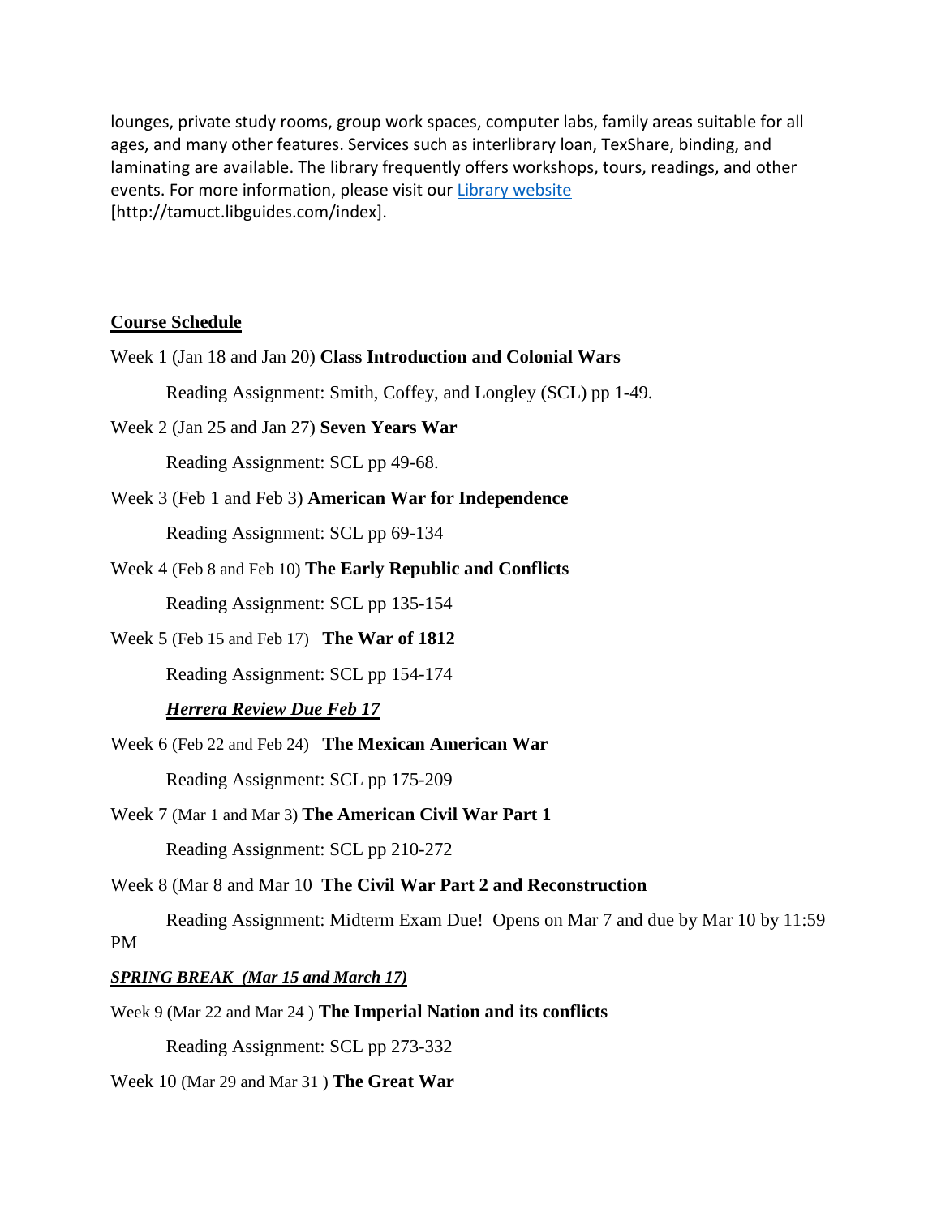lounges, private study rooms, group work spaces, computer labs, family areas suitable for all ages, and many other features. Services such as interlibrary loan, TexShare, binding, and laminating are available. The library frequently offers workshops, tours, readings, and other events. For more information, please visit our [Library website](http://tamuct.libguides.com/index) [http://tamuct.libguides.com/index].

## Course Schedule

Week 1 (Jan 18 and Jan 20) **Class Introduction and Colonial Wars**

Reading Assignment: Smith, Coffey, and Longley (SCL) pp 1-49.

Week 2 (Jan 25 and Jan 27) **Seven Years War**

Reading Assignment: SCL pp 49-68.

Week 3 (Feb 1 and Feb 3) **American War for Independence**

Reading Assignment: SCL pp 69-134

Week 4 (Feb 8 and Feb 10) **The Early Republic and Conflicts**

Reading Assignment: SCL pp 135-154

Week 5 (Feb 15 and Feb 17) **The War of 1812**

Reading Assignment: SCL pp 154-174

***Herrera Review Due Feb 17***

Week 6 (Feb 22 and Feb 24) **The Mexican American War**

Reading Assignment: SCL pp 175-209

Week 7 (Mar 1 and Mar 3) **The American Civil War Part 1**

Reading Assignment: SCL pp 210-272

Week 8 (Mar 8 and Mar 10 **The Civil War Part 2 and Reconstruction**

Reading Assignment: Midterm Exam Due! Opens on Mar 7 and due by Mar 10 by 11:59 PM

***SPRING BREAK (Mar 15 and March 17)***

Week 9 (Mar 22 and Mar 24 ) **The Imperial Nation and its conflicts**

Reading Assignment: SCL pp 273-332

Week 10 (Mar 29 and Mar 31 ) **The Great War**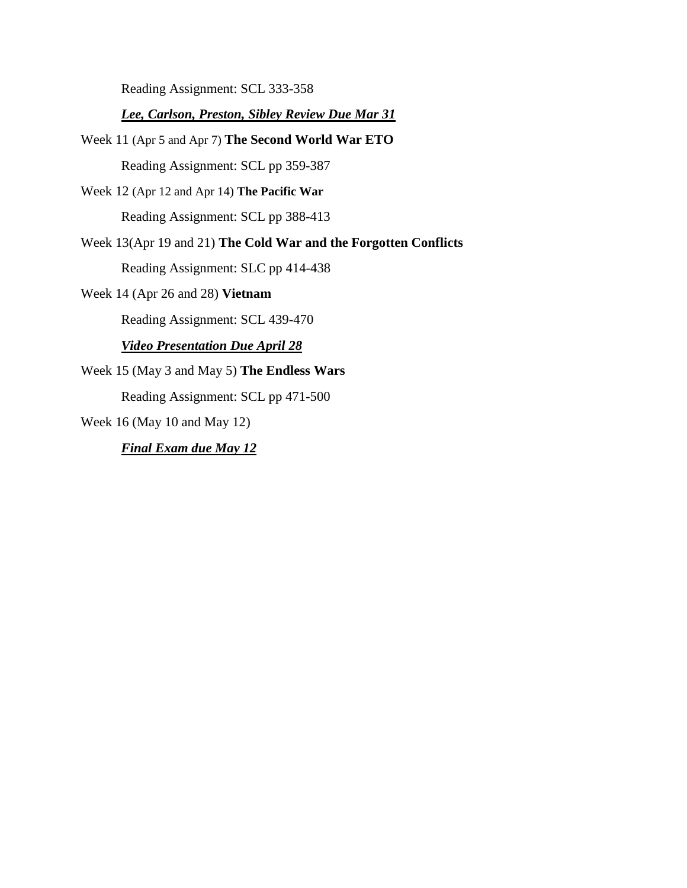Reading Assignment: SCL 333-358

***Lee, Carlson, Preston, Sibley Review Due Mar 31***

Week 11 (Apr 5 and Apr 7) **The Second World War ETO**

Reading Assignment: SCL pp 359-387

Week 12 (Apr 12 and Apr 14) **The Pacific War**

Reading Assignment: SCL pp 388-413

Week 13(Apr 19 and 21) **The Cold War and the Forgotten Conflicts**

Reading Assignment: SLC pp 414-438

Week 14 (Apr 26 and 28) **Vietnam**

Reading Assignment: SCL 439-470

***Video Presentation Due April 28***

Week 15 (May 3 and May 5) **The Endless Wars**

Reading Assignment: SCL pp 471-500

Week 16 (May 10 and May 12)

***Final Exam due May 12***